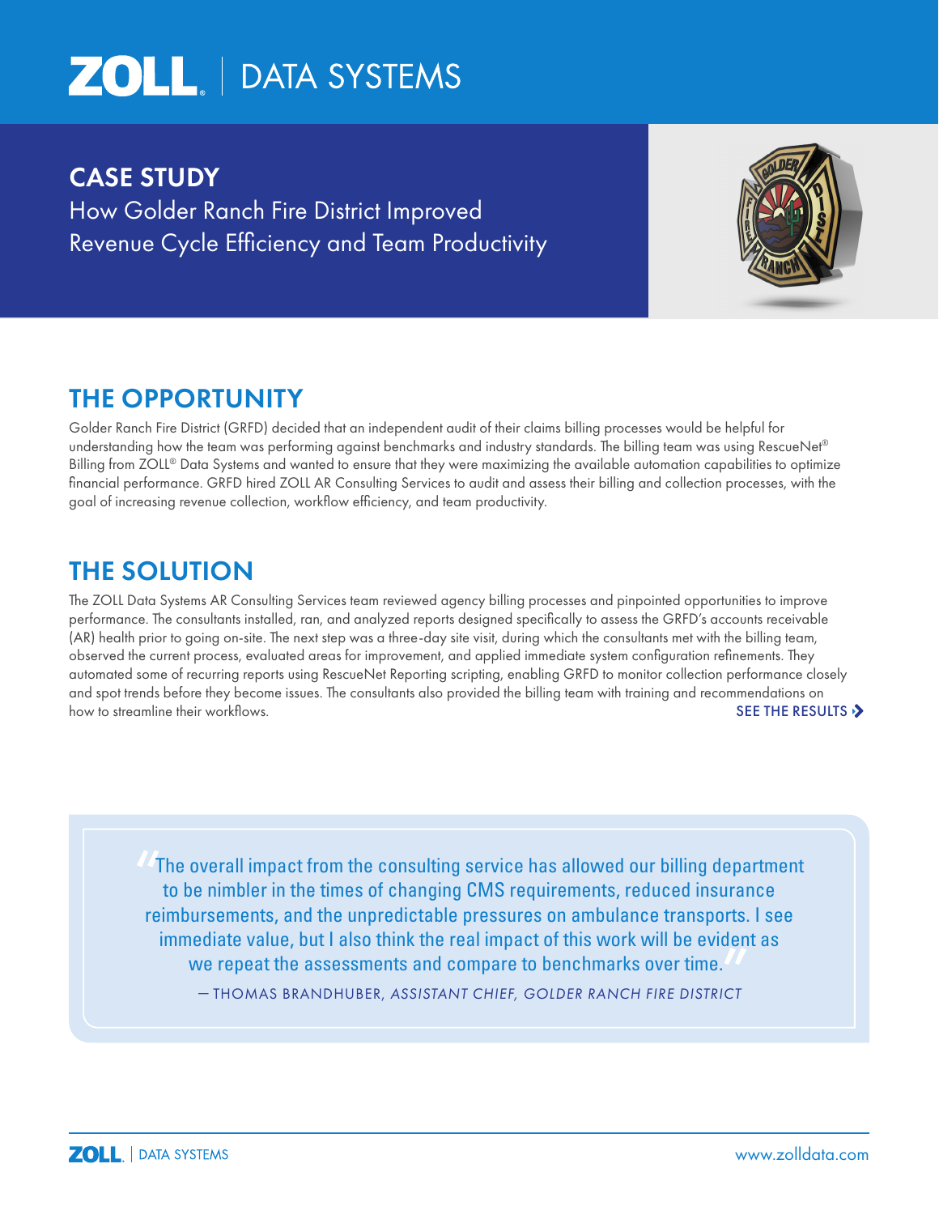ZOLL | DATA SYSTEMS

# CASE STUDY

How Golder Ranch Fire District Improved Revenue Cycle Efficiency and Team Productivity

## THE OPPORTUNITY

Golder Ranch Fire District (GRFD) decided that an independent audit of their claims billing processes would be helpful for understanding how the team was performing against benchmarks and industry standards. The billing team was using RescueNet® Billing from ZOLL® Data Systems and wanted to ensure that they were maximizing the available automation capabilities to optimize financial performance. GRFD hired ZOLL AR Consulting Services to audit and assess their billing and collection processes, with the goal of increasing revenue collection, workflow efficiency, and team productivity.

## THE SOLUTION

The ZOLL Data Systems AR Consulting Services team reviewed agency billing processes and pinpointed opportunities to improve performance. The consultants installed, ran, and analyzed reports designed specifically to assess the GRFD's accounts receivable (AR) health prior to going on-site. The next step was a three-day site visit, during which the consultants met with the billing team, observed the current process, evaluated areas for improvement, and applied immediate system configuration refinements. They automated some of recurring reports using RescueNet Reporting scripting, enabling GRFD to monitor collection performance closely and spot trends before they become issues. The consultants also provided the billing team with training and recommendations on how to streamline their workflows.

SEE THE RESULTS

> "The overall impact from the consulting service has allowed our billing department to be nimbler in the times of changing CMS requirements, reduced insurance reimbursements, and the unpredictable pressures on ambulance transports. I see immediate value, but I also think the real impact of this work will be evident as we repeat the assessments and compare to benchmarks over time."
>
> — THOMAS BRANDHUBER, *ASSISTANT CHIEF, GOLDER RANCH FIRE DISTRICT*

ZOLL | DATA SYSTEMS www.zolldata.com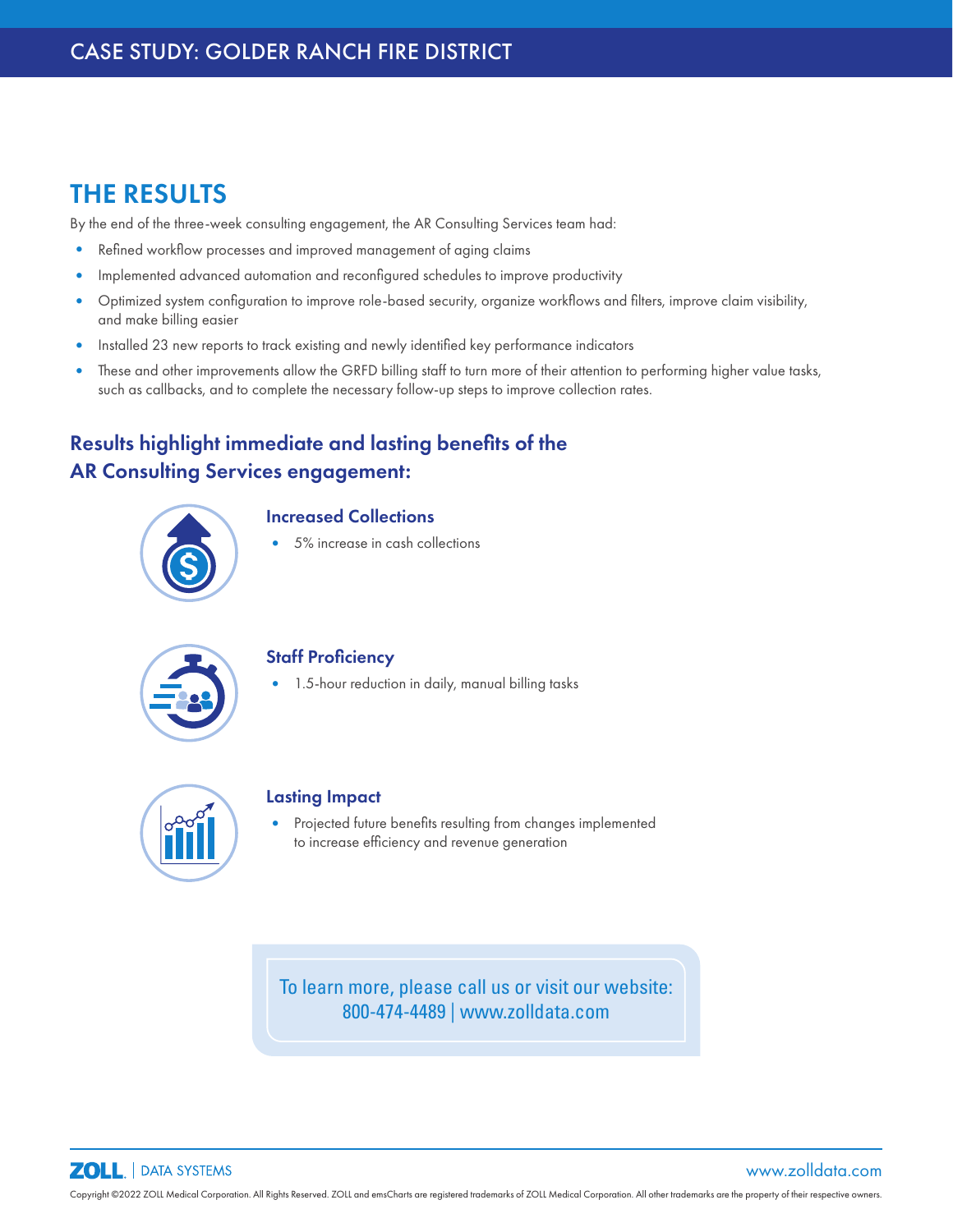## THE RESULTS

By the end of the three-week consulting engagement, the AR Consulting Services team had:

- Refined workflow processes and improved management of aging claims
- Implemented advanced automation and reconfigured schedules to improve productivity
- Optimized system configuration to improve role-based security, organize workflows and filters, improve claim visibility, and make billing easier
- Installed 23 new reports to track existing and newly identified key performance indicators
- These and other improvements allow the GRFD billing staff to turn more of their attention to performing higher value tasks, such as callbacks, and to complete the necessary follow-up steps to improve collection rates.

### Results highlight immediate and lasting benefits of the AR Consulting Services engagement:

#### Increased Collections

- 5% increase in cash collections

#### Staff Proficiency

- 1.5-hour reduction in daily, manual billing tasks

#### Lasting Impact

- Projected future benefits resulting from changes implemented to increase efficiency and revenue generation

To learn more, please call us or visit our website:
800-474-4489 | www.zolldata.com

Copyright ©2022 ZOLL Medical Corporation. All Rights Reserved. ZOLL and emsCharts are registered trademarks of ZOLL Medical Corporation. All other trademarks are the property of their respective owners.